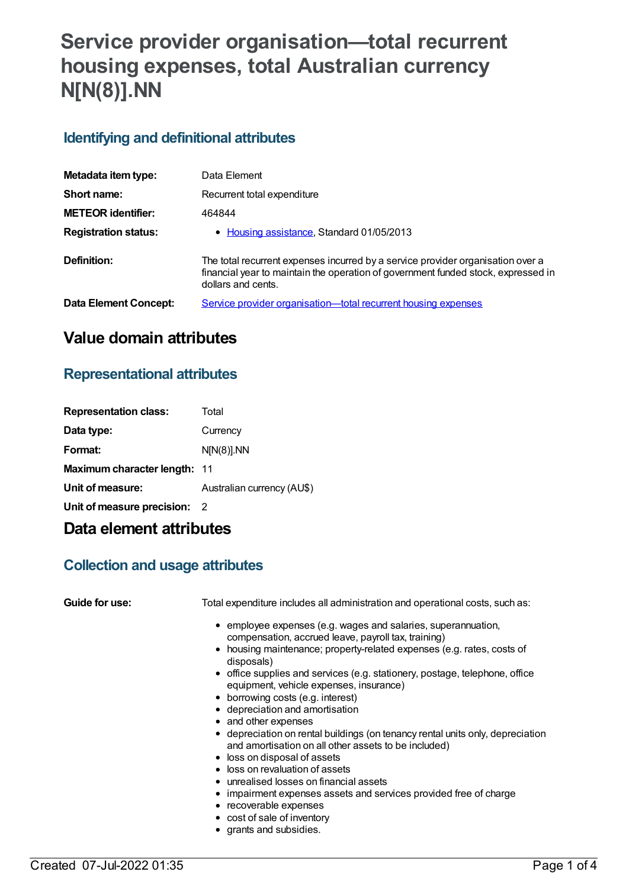# Service provider organisation—total recurrent housing expenses, total Australian currency N[N(8)].NN

## Identifying and definitional attributes

| | |
|---|---|
| **Metadata item type:** | Data Element |
| **Short name:** | Recurrent total expenditure |
| **METEOR identifier:** | 464844 |
| **Registration status:** | • Housing assistance, Standard 01/05/2013 |
| **Definition:** | The total recurrent expenses incurred by a service provider organisation over a financial year to maintain the operation of government funded stock, expressed in dollars and cents. |
| **Data Element Concept:** | Service provider organisation—total recurrent housing expenses |

# Value domain attributes

## Representational attributes

| | |
|---|---|
| **Representation class:** | Total |
| **Data type:** | Currency |
| **Format:** | N[N(8)].NN |
| **Maximum character length:** | 11 |
| **Unit of measure:** | Australian currency (AU$) |
| **Unit of measure precision:** | 2 |

# Data element attributes

## Collection and usage attributes

**Guide for use:**

Total expenditure includes all administration and operational costs, such as:

- employee expenses (e.g. wages and salaries, superannuation, compensation, accrued leave, payroll tax, training)
- housing maintenance; property-related expenses (e.g. rates, costs of disposals)
- office supplies and services (e.g. stationery, postage, telephone, office equipment, vehicle expenses, insurance)
- borrowing costs (e.g. interest)
- depreciation and amortisation
- and other expenses
- depreciation on rental buildings (on tenancy rental units only, depreciation and amortisation on all other assets to be included)
- loss on disposal of assets
- loss on revaluation of assets
- unrealised losses on financial assets
- impairment expenses assets and services provided free of charge
- recoverable expenses
- cost of sale of inventory
- grants and subsidies.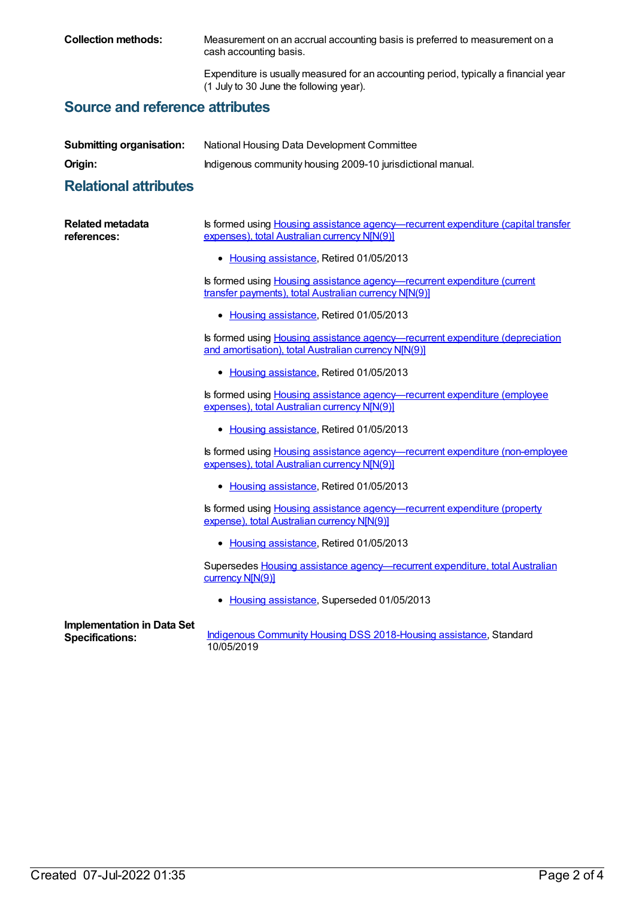**Collection methods:** Measurement on an accrual accounting basis is preferred to measurement on a cash accounting basis.

Expenditure is usually measured for an accounting period, typically a financial year (1 July to 30 June the following year).

## Source and reference attributes

**Submitting organisation:** National Housing Data Development Committee

**Origin:** Indigenous community housing 2009-10 jurisdictional manual.

## Relational attributes

**Related metadata references:**

Is formed using Housing assistance agency—recurrent expenditure (capital transfer expenses), total Australian currency N[N(9)]

- Housing assistance, Retired 01/05/2013

Is formed using Housing assistance agency—recurrent expenditure (current transfer payments), total Australian currency N[N(9)]

- Housing assistance, Retired 01/05/2013

Is formed using Housing assistance agency—recurrent expenditure (depreciation and amortisation), total Australian currency N[N(9)]

- Housing assistance, Retired 01/05/2013

Is formed using Housing assistance agency—recurrent expenditure (employee expenses), total Australian currency N[N(9)]

- Housing assistance, Retired 01/05/2013

Is formed using Housing assistance agency—recurrent expenditure (non-employee expenses), total Australian currency N[N(9)]

- Housing assistance, Retired 01/05/2013

Is formed using Housing assistance agency—recurrent expenditure (property expense), total Australian currency N[N(9)]

- Housing assistance, Retired 01/05/2013

Supersedes Housing assistance agency—recurrent expenditure, total Australian currency N[N(9)]

- Housing assistance, Superseded 01/05/2013

**Implementation in Data Set Specifications:** Indigenous Community Housing DSS 2018-Housing assistance, Standard 10/05/2019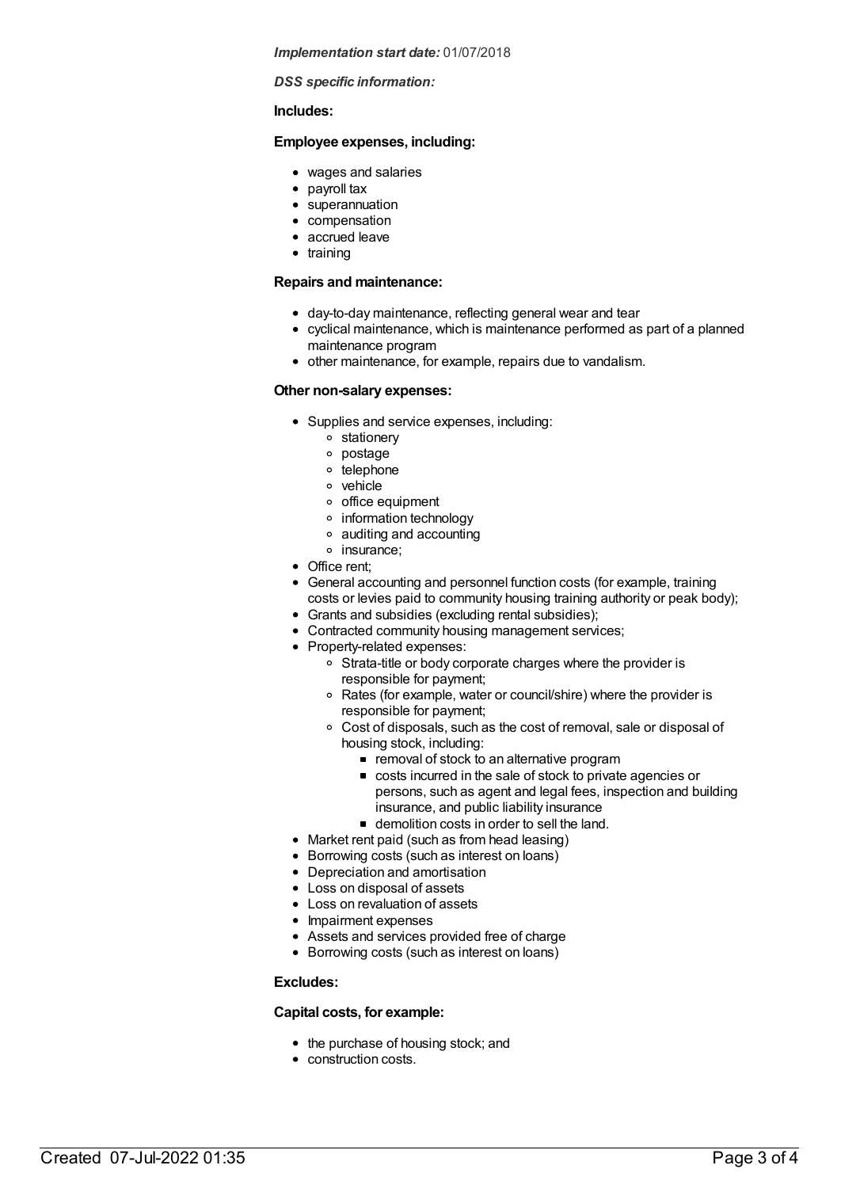***Implementation start date:*** 01/07/2018

***DSS specific information:***

**Includes:**

**Employee expenses, including:**

- wages and salaries
- payroll tax
- superannuation
- compensation
- accrued leave
- training

**Repairs and maintenance:**

- day-to-day maintenance, reflecting general wear and tear
- cyclical maintenance, which is maintenance performed as part of a planned maintenance program
- other maintenance, for example, repairs due to vandalism.

**Other non-salary expenses:**

- Supplies and service expenses, including:
  - stationery
  - postage
  - telephone
  - vehicle
  - office equipment
  - information technology
  - auditing and accounting
  - insurance;
- Office rent;
- General accounting and personnel function costs (for example, training costs or levies paid to community housing training authority or peak body);
- Grants and subsidies (excluding rental subsidies);
- Contracted community housing management services;
- Property-related expenses:
  - Strata-title or body corporate charges where the provider is responsible for payment;
  - Rates (for example, water or council/shire) where the provider is responsible for payment;
  - Cost of disposals, such as the cost of removal, sale or disposal of housing stock, including:
    - removal of stock to an alternative program
    - costs incurred in the sale of stock to private agencies or persons, such as agent and legal fees, inspection and building insurance, and public liability insurance
    - demolition costs in order to sell the land.
- Market rent paid (such as from head leasing)
- Borrowing costs (such as interest on loans)
- Depreciation and amortisation
- Loss on disposal of assets
- Loss on revaluation of assets
- Impairment expenses
- Assets and services provided free of charge
- Borrowing costs (such as interest on loans)

**Excludes:**

**Capital costs, for example:**

- the purchase of housing stock; and
- construction costs.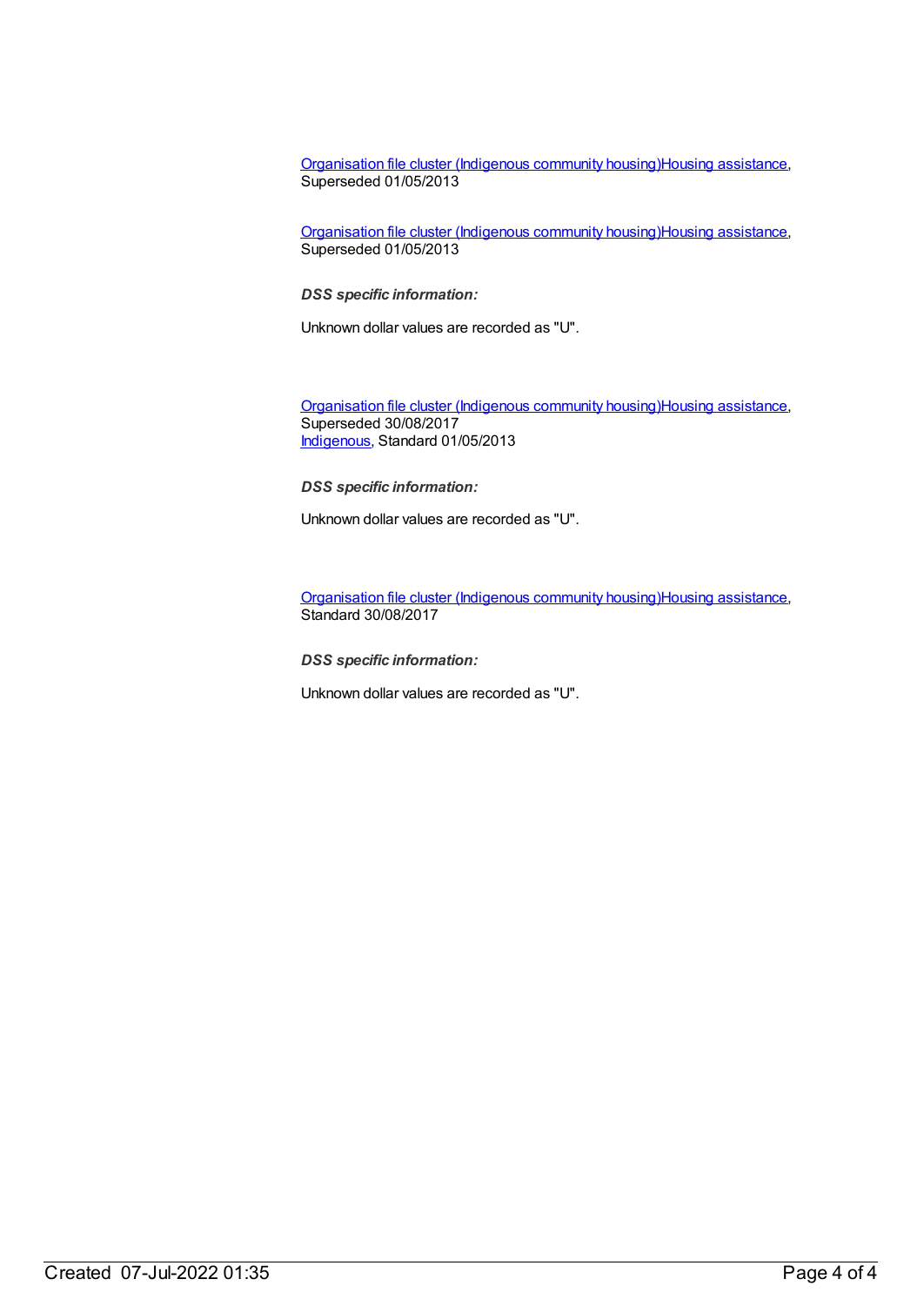Organisation file cluster (Indigenous community housing)Housing assistance, Superseded 01/05/2013

Organisation file cluster (Indigenous community housing)Housing assistance, Superseded 01/05/2013

***DSS specific information:***

Unknown dollar values are recorded as "U".

Organisation file cluster (Indigenous community housing)Housing assistance, Superseded 30/08/2017
Indigenous, Standard 01/05/2013

***DSS specific information:***

Unknown dollar values are recorded as "U".

Organisation file cluster (Indigenous community housing)Housing assistance, Standard 30/08/2017

***DSS specific information:***

Unknown dollar values are recorded as "U".